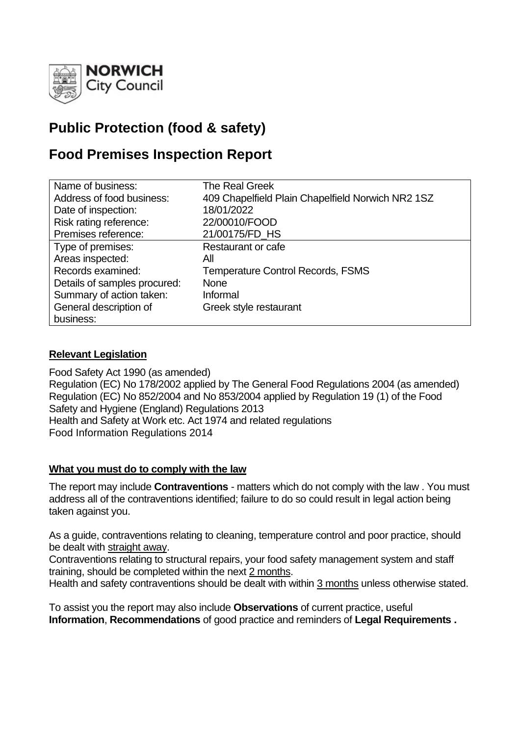**NORWICH**
City Council

# Public Protection (food & safety)

# Food Premises Inspection Report

| | |
|---|---|
| Name of business: | The Real Greek |
| Address of food business: | 409 Chapelfield Plain Chapelfield Norwich NR2 1SZ |
| Date of inspection: | 18/01/2022 |
| Risk rating reference: | 22/00010/FOOD |
| Premises reference: | 21/00175/FD_HS |
| Type of premises: | Restaurant or cafe |
| Areas inspected: | All |
| Records examined: | Temperature Control Records, FSMS |
| Details of samples procured: | None |
| Summary of action taken: | Informal |
| General description of business: | Greek style restaurant |

**Relevant Legislation**

Food Safety Act 1990 (as amended)
Regulation (EC) No 178/2002 applied by The General Food Regulations 2004 (as amended)
Regulation (EC) No 852/2004 and No 853/2004 applied by Regulation 19 (1) of the Food Safety and Hygiene (England) Regulations 2013
Health and Safety at Work etc. Act 1974 and related regulations
Food Information Regulations 2014

**What you must do to comply with the law**

The report may include **Contraventions** - matters which do not comply with the law . You must address all of the contraventions identified; failure to do so could result in legal action being taken against you.

As a guide, contraventions relating to cleaning, temperature control and poor practice, should be dealt with straight away.
Contraventions relating to structural repairs, your food safety management system and staff training, should be completed within the next 2 months.
Health and safety contraventions should be dealt with within 3 months unless otherwise stated.

To assist you the report may also include **Observations** of current practice, useful **Information**, **Recommendations** of good practice and reminders of **Legal Requirements .**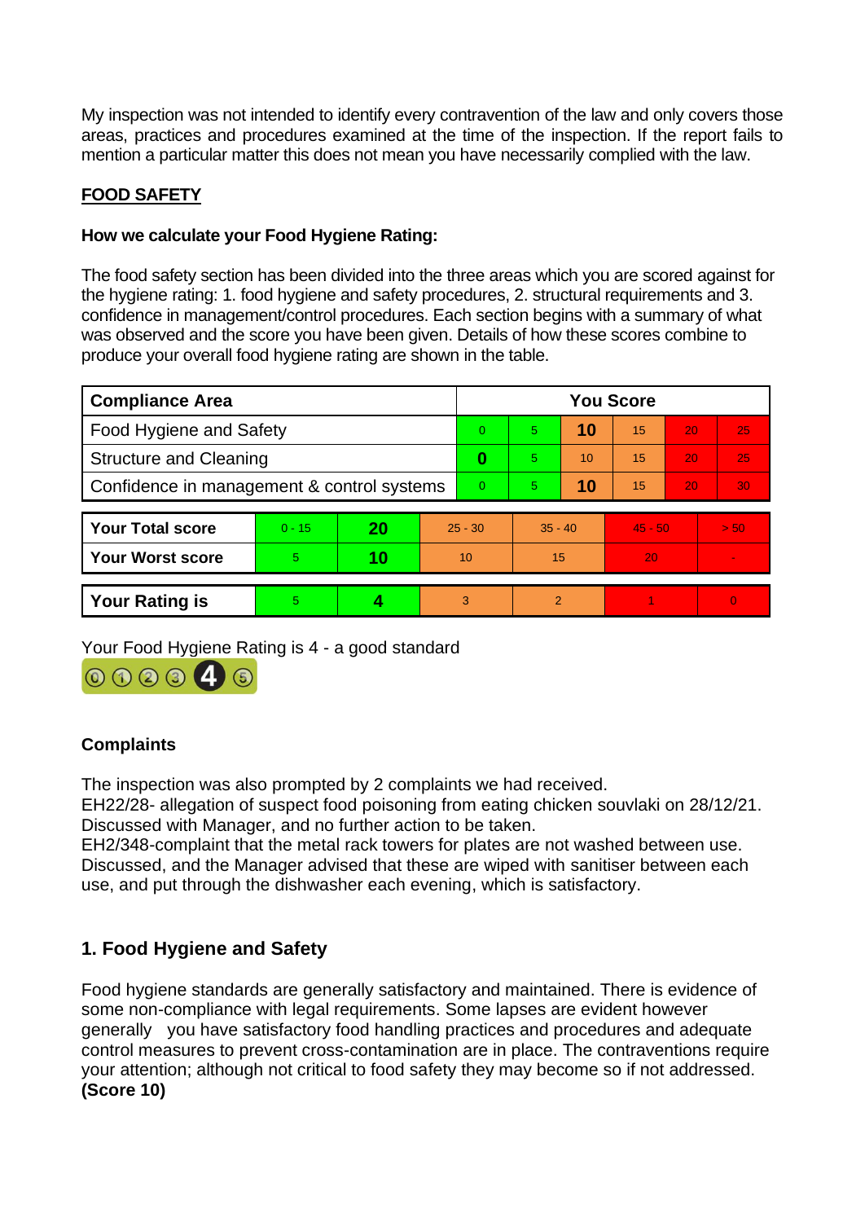My inspection was not intended to identify every contravention of the law and only covers those areas, practices and procedures examined at the time of the inspection. If the report fails to mention a particular matter this does not mean you have necessarily complied with the law.

**FOOD SAFETY**

**How we calculate your Food Hygiene Rating:**

The food safety section has been divided into the three areas which you are scored against for the hygiene rating: 1. food hygiene and safety procedures, 2. structural requirements and 3. confidence in management/control procedures. Each section begins with a summary of what was observed and the score you have been given. Details of how these scores combine to produce your overall food hygiene rating are shown in the table.

| Compliance Area | You Score | | | | | |
|---|---|---|---|---|---|---|
| Food Hygiene and Safety | 0 | 5 | **10** | 15 | 20 | 25 |
| Structure and Cleaning | **0** | 5 | 10 | 15 | 20 | 25 |
| Confidence in management & control systems | 0 | 5 | **10** | 15 | 20 | 30 |

| | | | | | | |
|---|---|---|---|---|---|---|
| **Your Total score** | 0 - 15 | **20** | 25 - 30 | 35 - 40 | 45 - 50 | > 50 |
| **Your Worst score** | 5 | **10** | 10 | 15 | 20 | - |
| **Your Rating is** | 5 | **4** | 3 | 2 | 1 | 0 |

Your Food Hygiene Rating is 4 - a good standard

**Complaints**

The inspection was also prompted by 2 complaints we had received.
EH22/28- allegation of suspect food poisoning from eating chicken souvlaki on 28/12/21. Discussed with Manager, and no further action to be taken.
EH2/348-complaint that the metal rack towers for plates are not washed between use. Discussed, and the Manager advised that these are wiped with sanitiser between each use, and put through the dishwasher each evening, which is satisfactory.

## 1. Food Hygiene and Safety

Food hygiene standards are generally satisfactory and maintained. There is evidence of some non-compliance with legal requirements. Some lapses are evident however generally you have satisfactory food handling practices and procedures and adequate control measures to prevent cross-contamination are in place. The contraventions require your attention; although not critical to food safety they may become so if not addressed.
**(Score 10)**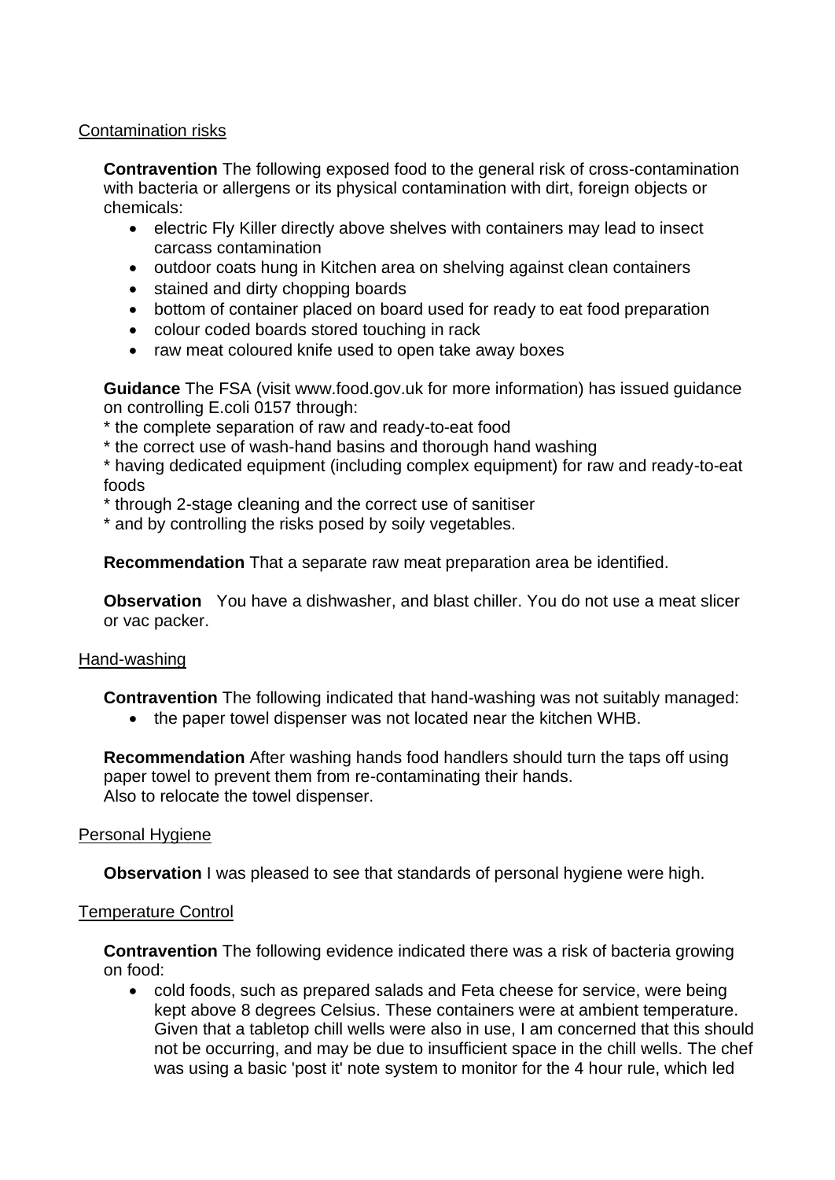Contamination risks

**Contravention** The following exposed food to the general risk of cross-contamination with bacteria or allergens or its physical contamination with dirt, foreign objects or chemicals:

- electric Fly Killer directly above shelves with containers may lead to insect carcass contamination
- outdoor coats hung in Kitchen area on shelving against clean containers
- stained and dirty chopping boards
- bottom of container placed on board used for ready to eat food preparation
- colour coded boards stored touching in rack
- raw meat coloured knife used to open take away boxes

**Guidance** The FSA (visit www.food.gov.uk for more information) has issued guidance on controlling E.coli 0157 through:
* the complete separation of raw and ready-to-eat food
* the correct use of wash-hand basins and thorough hand washing
* having dedicated equipment (including complex equipment) for raw and ready-to-eat foods
* through 2-stage cleaning and the correct use of sanitiser
* and by controlling the risks posed by soily vegetables.

**Recommendation** That a separate raw meat preparation area be identified.

**Observation** You have a dishwasher, and blast chiller. You do not use a meat slicer or vac packer.

Hand-washing

**Contravention** The following indicated that hand-washing was not suitably managed:

- the paper towel dispenser was not located near the kitchen WHB.

**Recommendation** After washing hands food handlers should turn the taps off using paper towel to prevent them from re-contaminating their hands.
Also to relocate the towel dispenser.

Personal Hygiene

**Observation** I was pleased to see that standards of personal hygiene were high.

Temperature Control

**Contravention** The following evidence indicated there was a risk of bacteria growing on food:

- cold foods, such as prepared salads and Feta cheese for service, were being kept above 8 degrees Celsius. These containers were at ambient temperature. Given that a tabletop chill wells were also in use, I am concerned that this should not be occurring, and may be due to insufficient space in the chill wells. The chef was using a basic 'post it' note system to monitor for the 4 hour rule, which led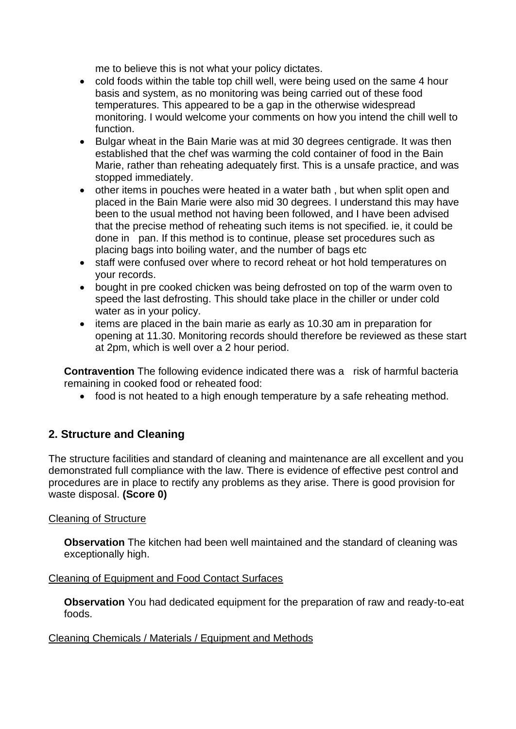me to believe this is not what your policy dictates.

- cold foods within the table top chill well, were being used on the same 4 hour basis and system, as no monitoring was being carried out of these food temperatures. This appeared to be a gap in the otherwise widespread monitoring. I would welcome your comments on how you intend the chill well to function.
- Bulgar wheat in the Bain Marie was at mid 30 degrees centigrade. It was then established that the chef was warming the cold container of food in the Bain Marie, rather than reheating adequately first. This is a unsafe practice, and was stopped immediately.
- other items in pouches were heated in a water bath , but when split open and placed in the Bain Marie were also mid 30 degrees. I understand this may have been to the usual method not having been followed, and I have been advised that the precise method of reheating such items is not specified. ie, it could be done in pan. If this method is to continue, please set procedures such as placing bags into boiling water, and the number of bags etc
- staff were confused over where to record reheat or hot hold temperatures on your records.
- bought in pre cooked chicken was being defrosted on top of the warm oven to speed the last defrosting. This should take place in the chiller or under cold water as in your policy.
- items are placed in the bain marie as early as 10.30 am in preparation for opening at 11.30. Monitoring records should therefore be reviewed as these start at 2pm, which is well over a 2 hour period.

**Contravention** The following evidence indicated there was a risk of harmful bacteria remaining in cooked food or reheated food:

- food is not heated to a high enough temperature by a safe reheating method.

## 2. Structure and Cleaning

The structure facilities and standard of cleaning and maintenance are all excellent and you demonstrated full compliance with the law. There is evidence of effective pest control and procedures are in place to rectify any problems as they arise. There is good provision for waste disposal. **(Score 0)**

Cleaning of Structure

**Observation** The kitchen had been well maintained and the standard of cleaning was exceptionally high.

Cleaning of Equipment and Food Contact Surfaces

**Observation** You had dedicated equipment for the preparation of raw and ready-to-eat foods.

Cleaning Chemicals / Materials / Equipment and Methods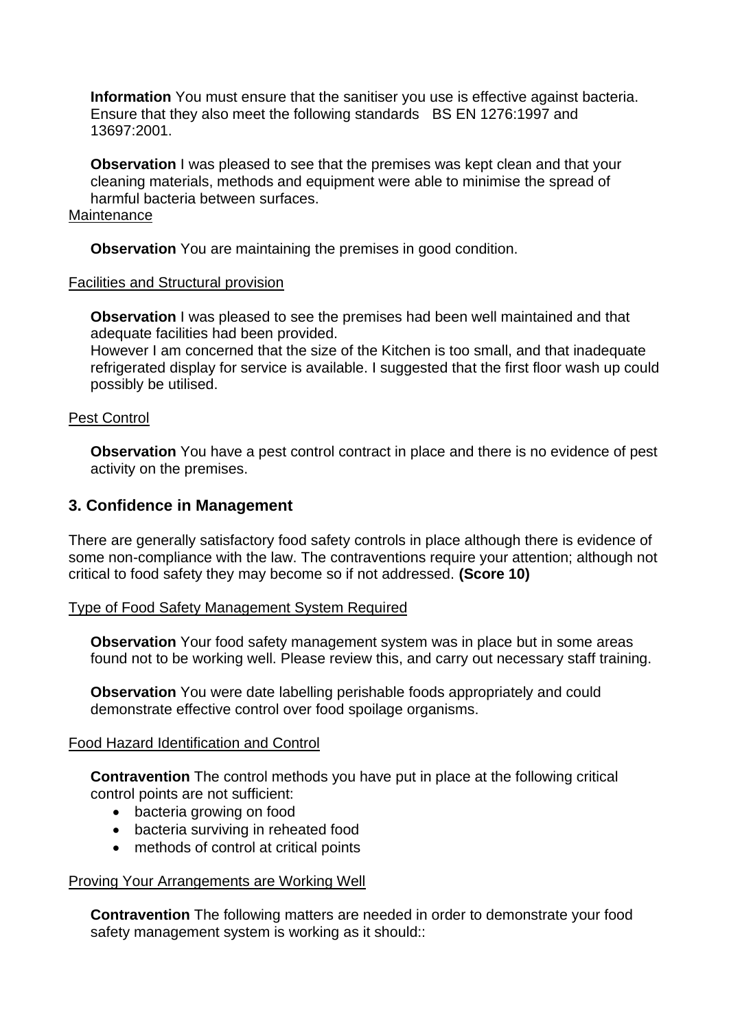**Information** You must ensure that the sanitiser you use is effective against bacteria. Ensure that they also meet the following standards BS EN 1276:1997 and 13697:2001.

**Observation** I was pleased to see that the premises was kept clean and that your cleaning materials, methods and equipment were able to minimise the spread of harmful bacteria between surfaces.

Maintenance

**Observation** You are maintaining the premises in good condition.

Facilities and Structural provision

**Observation** I was pleased to see the premises had been well maintained and that adequate facilities had been provided.
However I am concerned that the size of the Kitchen is too small, and that inadequate refrigerated display for service is available. I suggested that the first floor wash up could possibly be utilised.

Pest Control

**Observation** You have a pest control contract in place and there is no evidence of pest activity on the premises.

## 3. Confidence in Management

There are generally satisfactory food safety controls in place although there is evidence of some non-compliance with the law. The contraventions require your attention; although not critical to food safety they may become so if not addressed. **(Score 10)**

Type of Food Safety Management System Required

**Observation** Your food safety management system was in place but in some areas found not to be working well. Please review this, and carry out necessary staff training.

**Observation** You were date labelling perishable foods appropriately and could demonstrate effective control over food spoilage organisms.

Food Hazard Identification and Control

**Contravention** The control methods you have put in place at the following critical control points are not sufficient:

- bacteria growing on food
- bacteria surviving in reheated food
- methods of control at critical points

Proving Your Arrangements are Working Well

**Contravention** The following matters are needed in order to demonstrate your food safety management system is working as it should::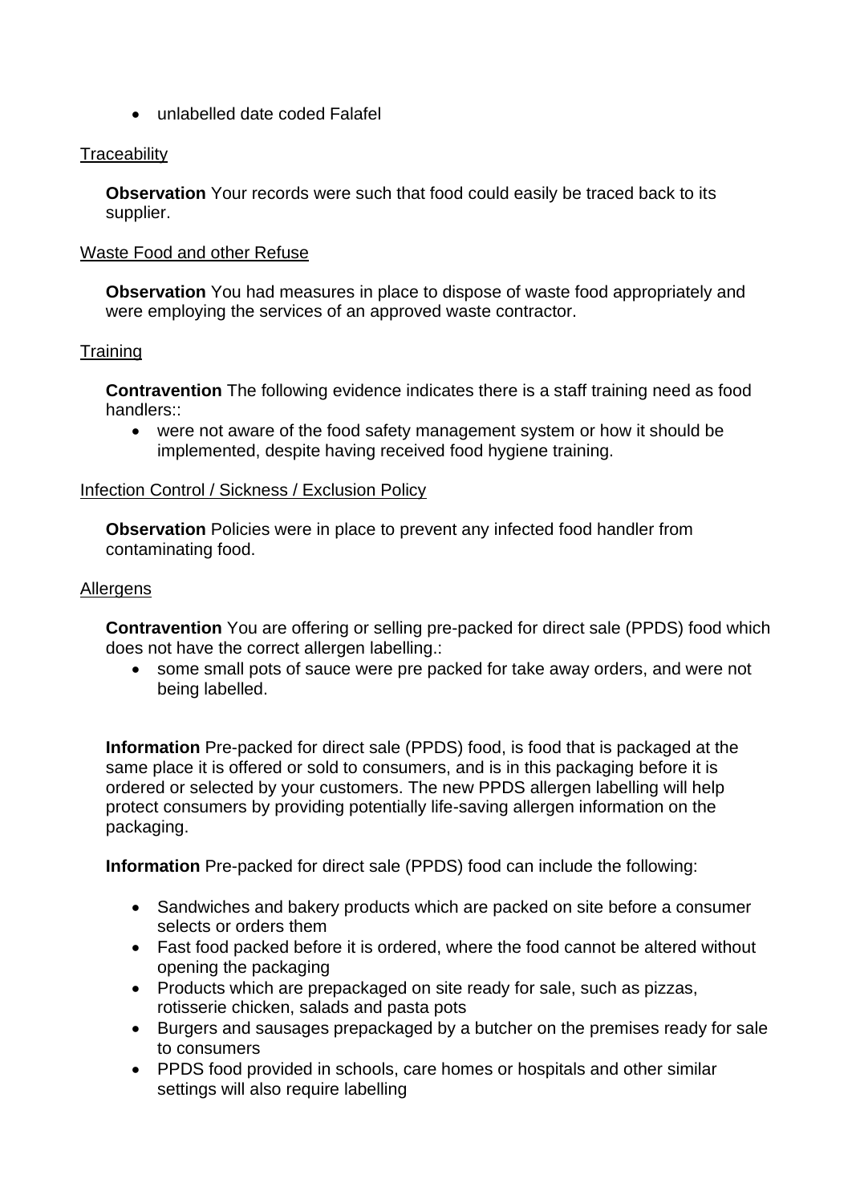- unlabelled date coded Falafel

Traceability

**Observation** Your records were such that food could easily be traced back to its supplier.

Waste Food and other Refuse

**Observation** You had measures in place to dispose of waste food appropriately and were employing the services of an approved waste contractor.

Training

**Contravention** The following evidence indicates there is a staff training need as food handlers::

- were not aware of the food safety management system or how it should be implemented, despite having received food hygiene training.

Infection Control / Sickness / Exclusion Policy

**Observation** Policies were in place to prevent any infected food handler from contaminating food.

Allergens

**Contravention** You are offering or selling pre-packed for direct sale (PPDS) food which does not have the correct allergen labelling.:

- some small pots of sauce were pre packed for take away orders, and were not being labelled.

**Information** Pre-packed for direct sale (PPDS) food, is food that is packaged at the same place it is offered or sold to consumers, and is in this packaging before it is ordered or selected by your customers. The new PPDS allergen labelling will help protect consumers by providing potentially life-saving allergen information on the packaging.

**Information** Pre-packed for direct sale (PPDS) food can include the following:

- Sandwiches and bakery products which are packed on site before a consumer selects or orders them
- Fast food packed before it is ordered, where the food cannot be altered without opening the packaging
- Products which are prepackaged on site ready for sale, such as pizzas, rotisserie chicken, salads and pasta pots
- Burgers and sausages prepackaged by a butcher on the premises ready for sale to consumers
- PPDS food provided in schools, care homes or hospitals and other similar settings will also require labelling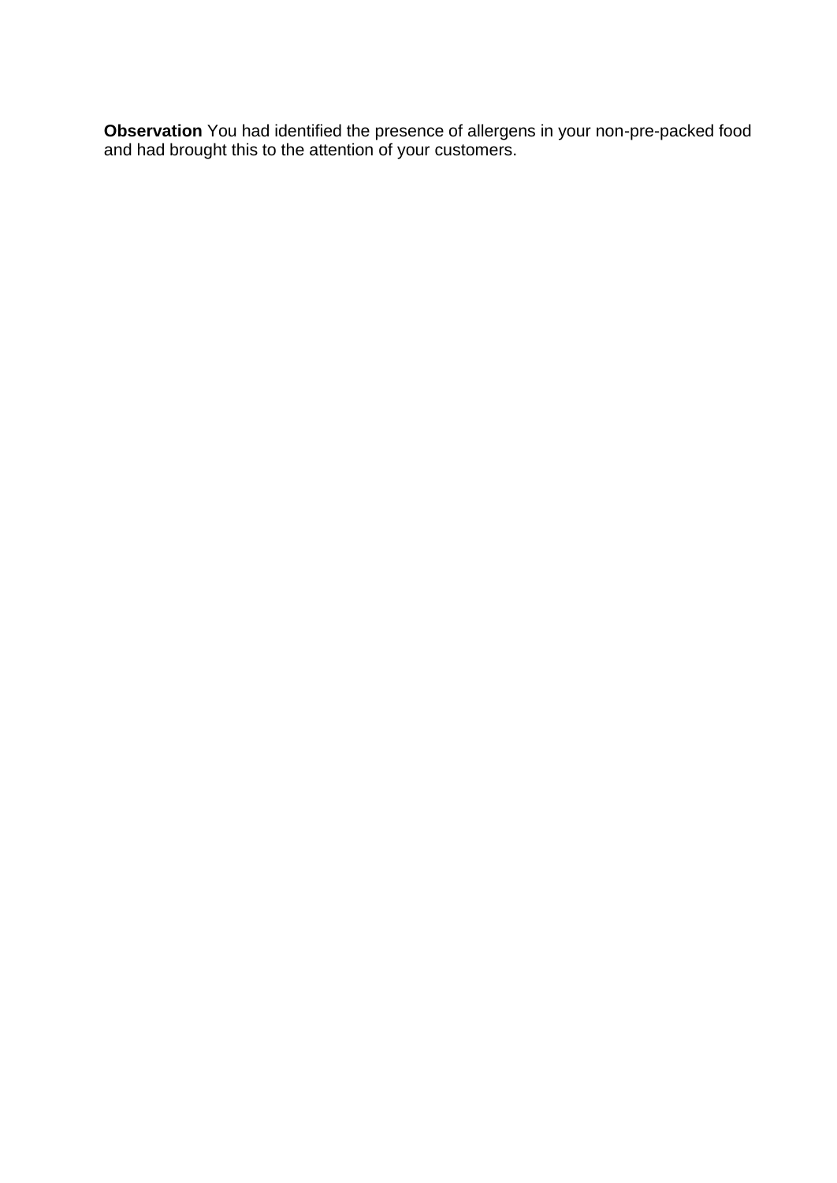**Observation** You had identified the presence of allergens in your non-pre-packed food and had brought this to the attention of your customers.